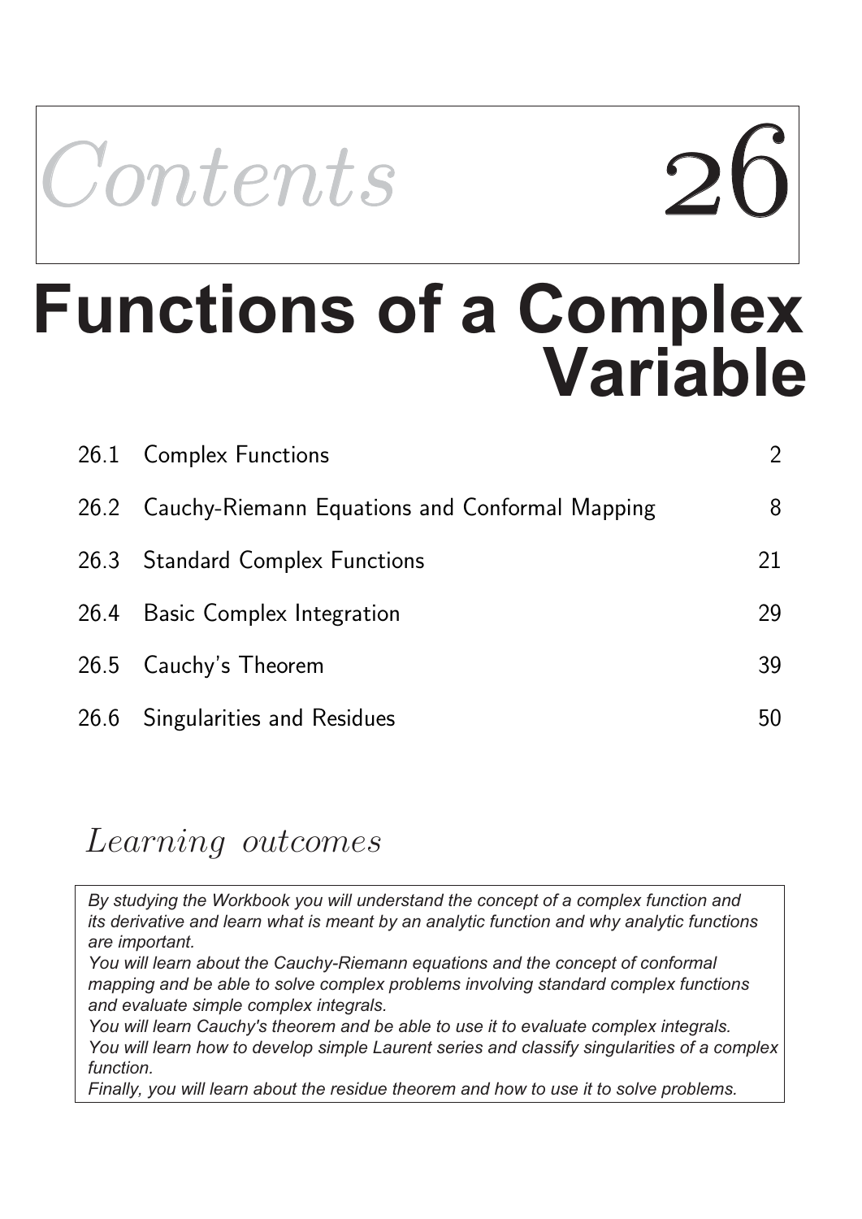# Contents 26

# Functions of a Complex Variable

| | | |
|---|---|---|
| 26.1 | Complex Functions | 2 |
| 26.2 | Cauchy-Riemann Equations and Conformal Mapping | 8 |
| 26.3 | Standard Complex Functions | 21 |
| 26.4 | Basic Complex Integration | 29 |
| 26.5 | Cauchy's Theorem | 39 |
| 26.6 | Singularities and Residues | 50 |

## *Learning outcomes*

*By studying the Workbook you will understand the concept of a complex function and its derivative and learn what is meant by an analytic function and why analytic functions are important.*
*You will learn about the Cauchy-Riemann equations and the concept of conformal mapping and be able to solve complex problems involving standard complex functions and evaluate simple complex integrals.*
*You will learn Cauchy's theorem and be able to use it to evaluate complex integrals.*
*You will learn how to develop simple Laurent series and classify singularities of a complex function.*
*Finally, you will learn about the residue theorem and how to use it to solve problems.*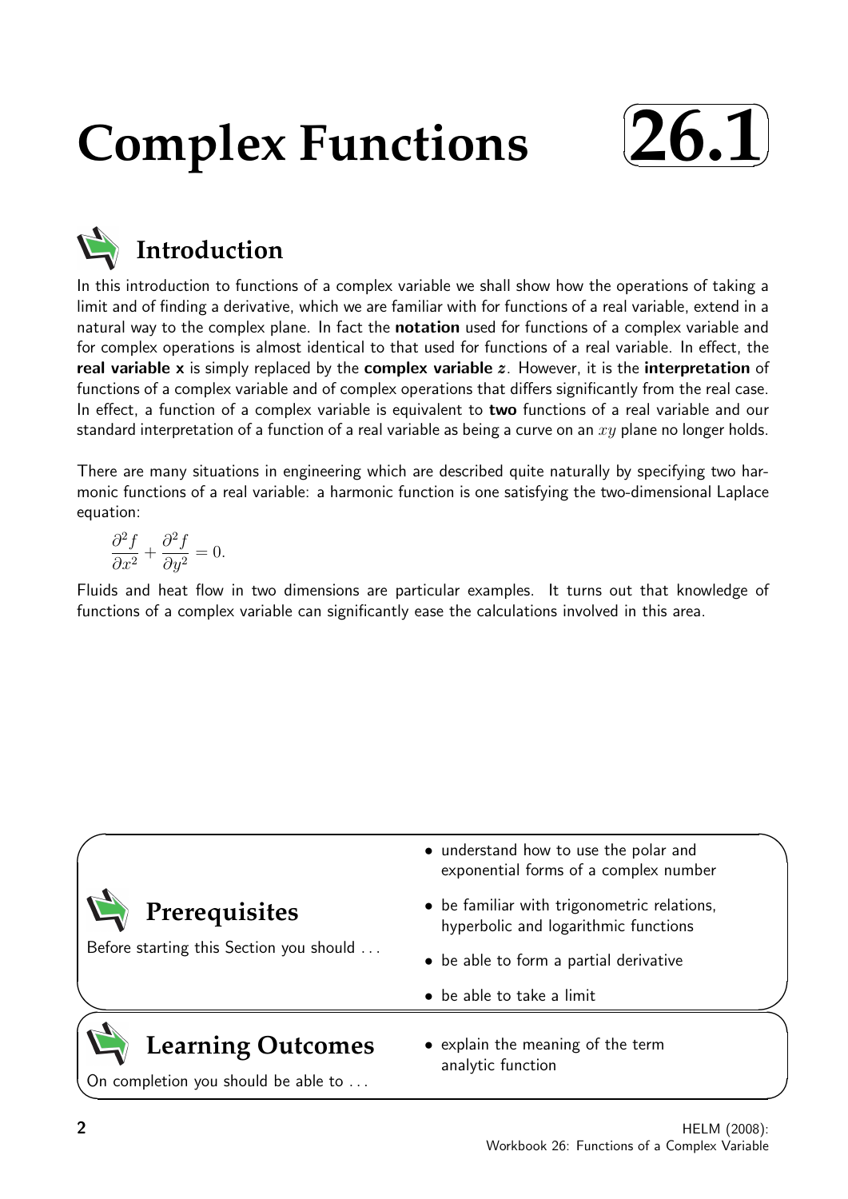# Complex Functions

## 26.1

## Introduction

In this introduction to functions of a complex variable we shall show how the operations of taking a limit and of finding a derivative, which we are familiar with for functions of a real variable, extend in a natural way to the complex plane. In fact the **notation** used for functions of a complex variable and for complex operations is almost identical to that used for functions of a real variable. In effect, the **real variable x** is simply replaced by the **complex variable $z$**. However, it is the **interpretation** of functions of a complex variable and of complex operations that differs significantly from the real case. In effect, a function of a complex variable is equivalent to **two** functions of a real variable and our standard interpretation of a function of a real variable as being a curve on an $xy$ plane no longer holds.

There are many situations in engineering which are described quite naturally by specifying two harmonic functions of a real variable: a harmonic function is one satisfying the two-dimensional Laplace equation:

$$\frac{\partial^2 f}{\partial x^2} + \frac{\partial^2 f}{\partial y^2} = 0.$$

Fluids and heat flow in two dimensions are particular examples. It turns out that knowledge of functions of a complex variable can significantly ease the calculations involved in this area.

## Prerequisites

Before starting this Section you should ...

- understand how to use the polar and exponential forms of a complex number
- be familiar with trigonometric relations, hyperbolic and logarithmic functions
- be able to form a partial derivative
- be able to take a limit

## Learning Outcomes

On completion you should be able to ...

- explain the meaning of the term analytic function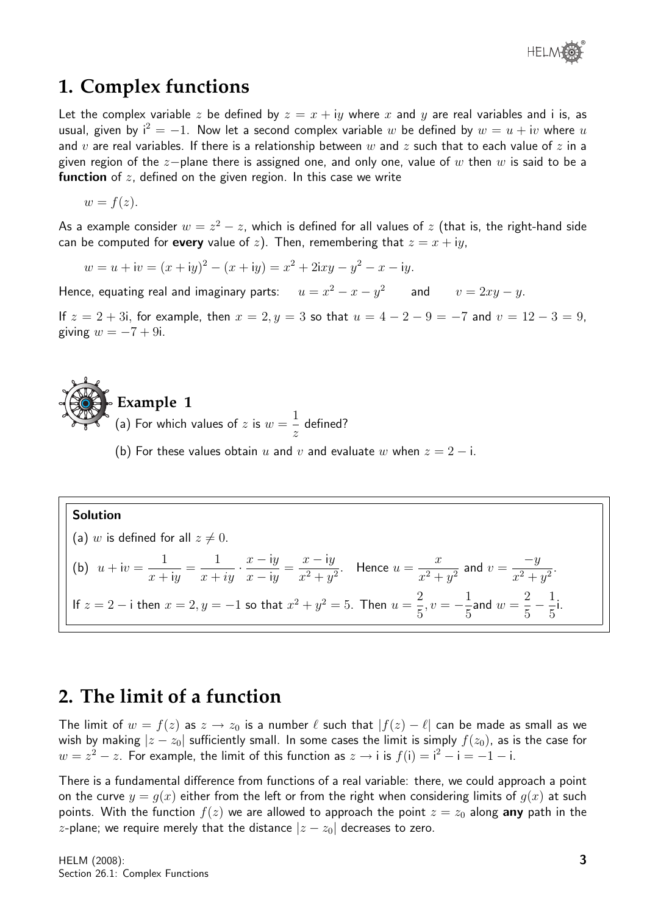## 1. Complex functions

Let the complex variable $z$ be defined by $z = x + \text{i}y$ where $x$ and $y$ are real variables and i is, as usual, given by $\text{i}^2 = -1$. Now let a second complex variable $w$ be defined by $w = u + \text{i}v$ where $u$ and $v$ are real variables. If there is a relationship between $w$ and $z$ such that to each value of $z$ in a given region of the $z-$plane there is assigned one, and only one, value of $w$ then $w$ is said to be a **function** of $z$, defined on the given region. In this case we write

$$w = f(z).$$

As a example consider $w = z^2 - z$, which is defined for all values of $z$ (that is, the right-hand side can be computed for **every** value of $z$). Then, remembering that $z = x + \text{i}y$,

$$w = u + \text{i}v = (x + \text{i}y)^2 - (x + \text{i}y) = x^2 + 2\text{i}xy - y^2 - x - \text{i}y.$$

Hence, equating real and imaginary parts: $u = x^2 - x - y^2$ and $v = 2xy - y$.

If $z = 2 + 3\text{i}$, for example, then $x = 2, y = 3$ so that $u = 4 - 2 - 9 = -7$ and $v = 12 - 3 = 9$, giving $w = -7 + 9\text{i}$.

### Example 1

(a) For which values of $z$ is $w = \dfrac{1}{z}$ defined?

(b) For these values obtain $u$ and $v$ and evaluate $w$ when $z = 2 - \text{i}$.

**Solution**

(a) $w$ is defined for all $z \neq 0$.

(b) $u + \text{i}v = \dfrac{1}{x + \text{i}y} = \dfrac{1}{x + iy} \cdot \dfrac{x - \text{i}y}{x - \text{i}y} = \dfrac{x - \text{i}y}{x^2 + y^2}$. Hence $u = \dfrac{x}{x^2 + y^2}$ and $v = \dfrac{-y}{x^2 + y^2}$.

If $z = 2 - \text{i}$ then $x = 2, y = -1$ so that $x^2 + y^2 = 5$. Then $u = \dfrac{2}{5}, v = -\dfrac{1}{5}$ and $w = \dfrac{2}{5} - \dfrac{1}{5}\text{i}$.

## 2. The limit of a function

The limit of $w = f(z)$ as $z \to z_0$ is a number $\ell$ such that $|f(z) - \ell|$ can be made as small as we wish by making $|z - z_0|$ sufficiently small. In some cases the limit is simply $f(z_0)$, as is the case for $w = z^2 - z$. For example, the limit of this function as $z \to \text{i}$ is $f(\text{i}) = \text{i}^2 - \text{i} = -1 - \text{i}$.

There is a fundamental difference from functions of a real variable: there, we could approach a point on the curve $y = g(x)$ either from the left or from the right when considering limits of $g(x)$ at such points. With the function $f(z)$ we are allowed to approach the point $z = z_0$ along **any** path in the $z$-plane; we require merely that the distance $|z - z_0|$ decreases to zero.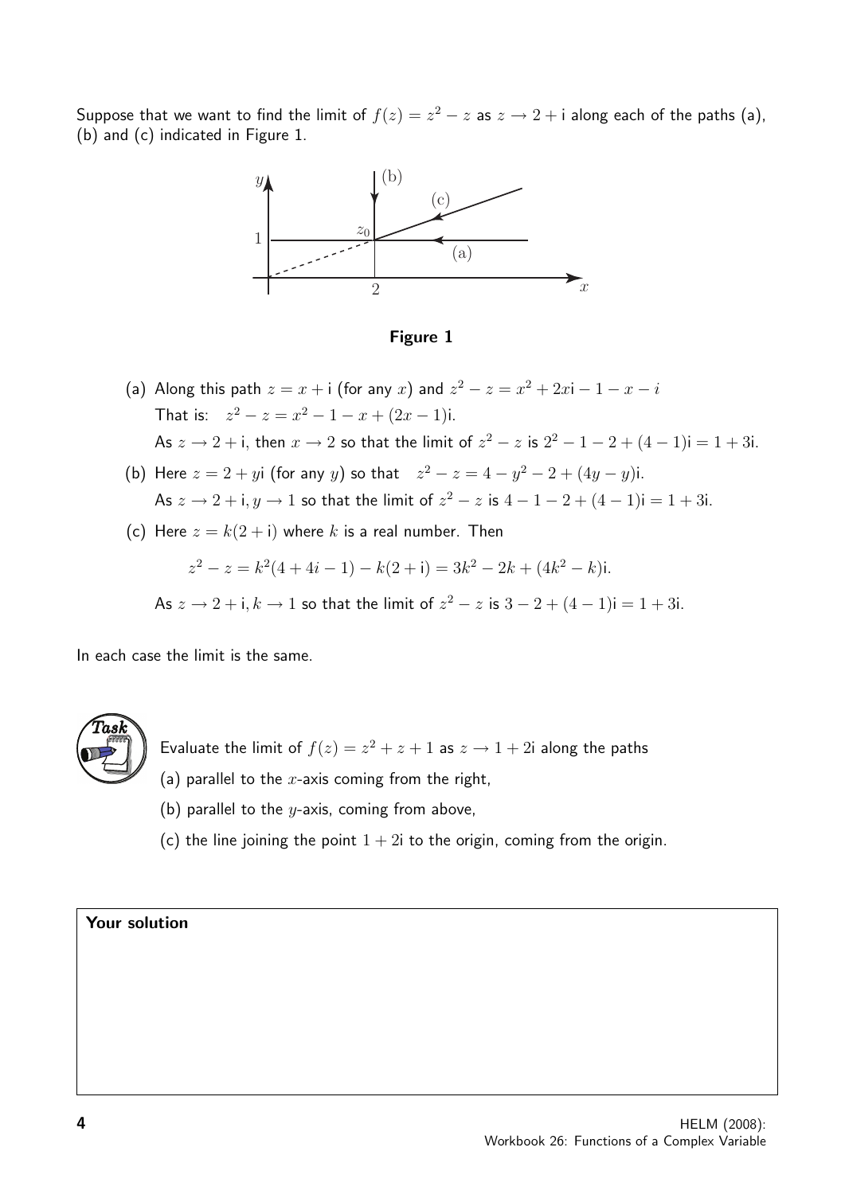Suppose that we want to find the limit of $f(z) = z^2 - z$ as $z \to 2 + \mathrm{i}$ along each of the paths (a), (b) and (c) indicated in Figure 1.

**Figure 1**

(a) Along this path $z = x + \mathrm{i}$ (for any $x$) and $z^2 - z = x^2 + 2x\mathrm{i} - 1 - x - i$

That is: $z^2 - z = x^2 - 1 - x + (2x - 1)\mathrm{i}$.

As $z \to 2 + \mathrm{i}$, then $x \to 2$ so that the limit of $z^2 - z$ is $2^2 - 1 - 2 + (4 - 1)\mathrm{i} = 1 + 3\mathrm{i}$.

(b) Here $z = 2 + y\mathrm{i}$ (for any $y$) so that $z^2 - z = 4 - y^2 - 2 + (4y - y)\mathrm{i}$.

As $z \to 2 + \mathrm{i}, y \to 1$ so that the limit of $z^2 - z$ is $4 - 1 - 2 + (4 - 1)\mathrm{i} = 1 + 3\mathrm{i}$.

(c) Here $z = k(2 + \mathrm{i})$ where $k$ is a real number. Then

$$z^2 - z = k^2(4 + 4i - 1) - k(2 + \mathrm{i}) = 3k^2 - 2k + (4k^2 - k)\mathrm{i}.$$

As $z \to 2 + \mathrm{i}, k \to 1$ so that the limit of $z^2 - z$ is $3 - 2 + (4 - 1)\mathrm{i} = 1 + 3\mathrm{i}$.

In each case the limit is the same.

**Task**

Evaluate the limit of $f(z) = z^2 + z + 1$ as $z \to 1 + 2\mathrm{i}$ along the paths

(a) parallel to the $x$-axis coming from the right,

(b) parallel to the $y$-axis, coming from above,

(c) the line joining the point $1 + 2\mathrm{i}$ to the origin, coming from the origin.

**Your solution**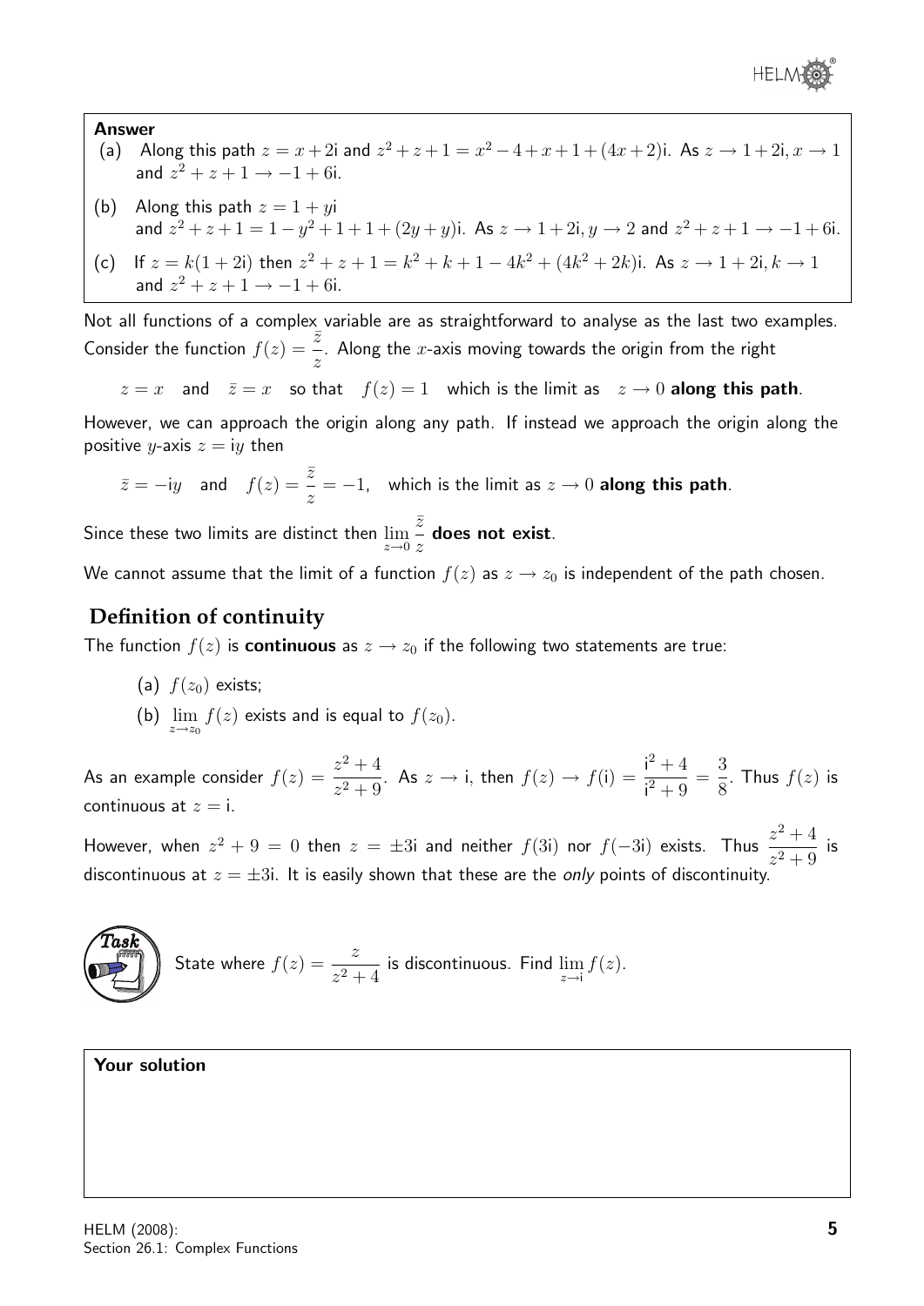**Answer**

(a) Along this path $z = x + 2\text{i}$ and $z^2 + z + 1 = x^2 - 4 + x + 1 + (4x + 2)\text{i}$. As $z \to 1 + 2\text{i}, x \to 1$ and $z^2 + z + 1 \to -1 + 6\text{i}$.

(b) Along this path $z = 1 + y\text{i}$ and $z^2 + z + 1 = 1 - y^2 + 1 + 1 + (2y + y)\text{i}$. As $z \to 1 + 2\text{i}, y \to 2$ and $z^2 + z + 1 \to -1 + 6\text{i}$.

(c) If $z = k(1 + 2\text{i})$ then $z^2 + z + 1 = k^2 + k + 1 - 4k^2 + (4k^2 + 2k)\text{i}$. As $z \to 1 + 2\text{i}, k \to 1$ and $z^2 + z + 1 \to -1 + 6\text{i}$.

Not all functions of a complex variable are as straightforward to analyse as the last two examples. Consider the function $f(z) = \dfrac{\bar{z}}{z}$. Along the $x$-axis moving towards the origin from the right

$$z = x \quad \text{and} \quad \bar{z} = x \quad \text{so that} \quad f(z) = 1 \quad \text{which is the limit as} \quad z \to 0 \ \textbf{along this path}.$$

However, we can approach the origin along any path. If instead we approach the origin along the positive $y$-axis $z = \text{i}y$ then

$$\bar{z} = -\text{i}y \quad \text{and} \quad f(z) = \frac{\bar{z}}{z} = -1, \quad \text{which is the limit as } z \to 0 \ \textbf{along this path}.$$

Since these two limits are distinct then $\displaystyle\lim_{z\to 0} \frac{\bar{z}}{z}$ **does not exist**.

We cannot assume that the limit of a function $f(z)$ as $z \to z_0$ is independent of the path chosen.

## Definition of continuity

The function $f(z)$ is **continuous** as $z \to z_0$ if the following two statements are true:

(a) $f(z_0)$ exists;

(b) $\displaystyle\lim_{z\to z_0} f(z)$ exists and is equal to $f(z_0)$.

As an example consider $f(z) = \dfrac{z^2 + 4}{z^2 + 9}$. As $z \to \text{i}$, then $f(z) \to f(\text{i}) = \dfrac{\text{i}^2 + 4}{\text{i}^2 + 9} = \dfrac{3}{8}$. Thus $f(z)$ is continuous at $z = \text{i}$.

However, when $z^2 + 9 = 0$ then $z = \pm 3\text{i}$ and neither $f(3\text{i})$ nor $f(-3\text{i})$ exists. Thus $\dfrac{z^2 + 4}{z^2 + 9}$ is discontinuous at $z = \pm 3\text{i}$. It is easily shown that these are the *only* points of discontinuity.

**Task**

State where $f(z) = \dfrac{z}{z^2 + 4}$ is discontinuous. Find $\displaystyle\lim_{z\to \text{i}} f(z)$.

**Your solution**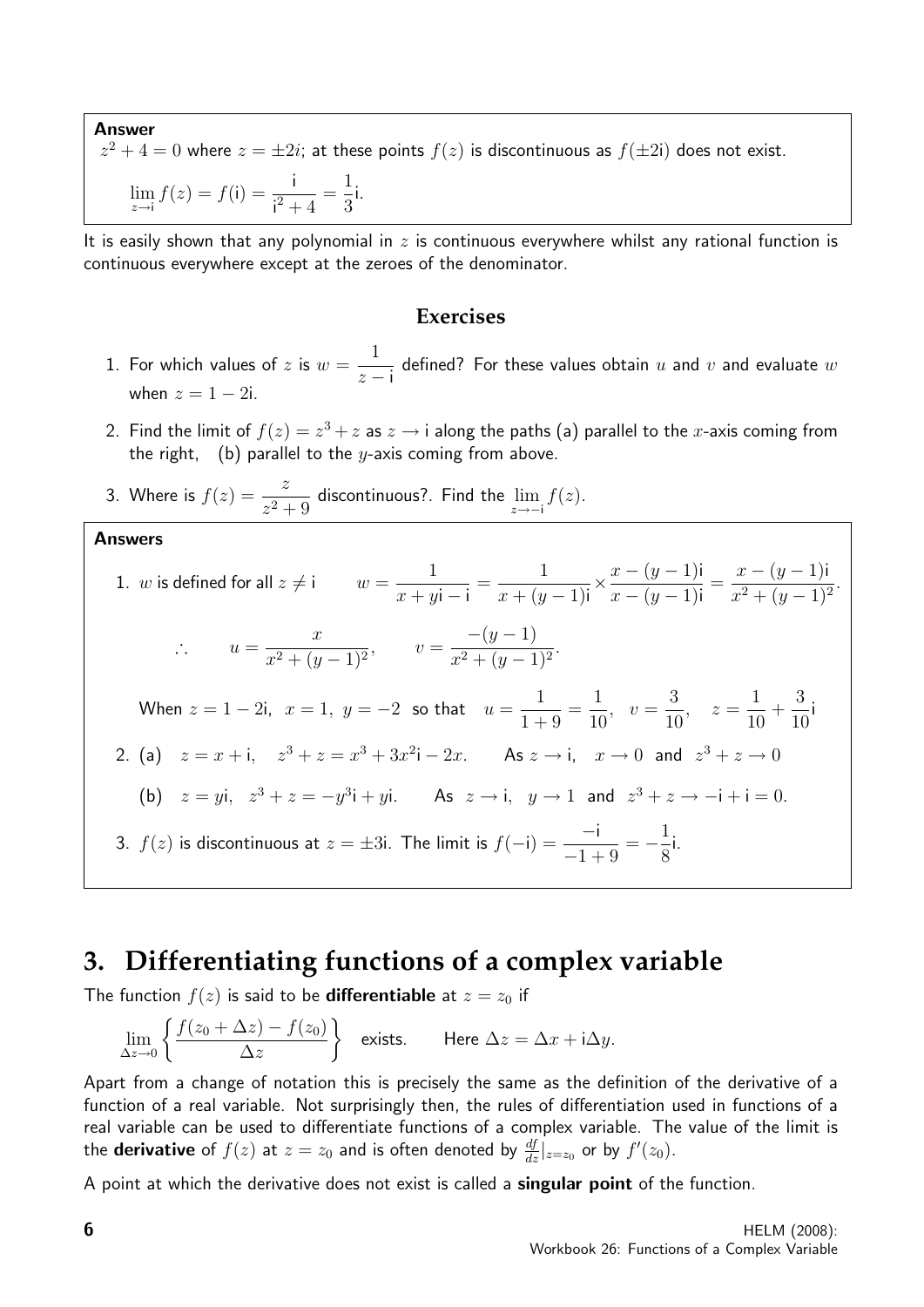**Answer**

$z^2 + 4 = 0$ where $z = \pm 2i$; at these points $f(z)$ is discontinuous as $f(\pm 2\mathrm{i})$ does not exist.

$$\lim_{z\to \mathrm{i}} f(z) = f(\mathrm{i}) = \frac{\mathrm{i}}{\mathrm{i}^2 + 4} = \frac{1}{3}\mathrm{i}.$$

It is easily shown that any polynomial in $z$ is continuous everywhere whilst any rational function is continuous everywhere except at the zeroes of the denominator.

### Exercises

1. For which values of $z$ is $w = \dfrac{1}{z - \mathrm{i}}$ defined? For these values obtain $u$ and $v$ and evaluate $w$ when $z = 1 - 2\mathrm{i}$.
2. Find the limit of $f(z) = z^3 + z$ as $z \to \mathrm{i}$ along the paths (a) parallel to the $x$-axis coming from the right, (b) parallel to the $y$-axis coming from above.
3. Where is $f(z) = \dfrac{z}{z^2 + 9}$ discontinuous?. Find the $\lim\limits_{z\to -\mathrm{i}} f(z)$.

**Answers**

1. $w$ is defined for all $z \neq \mathrm{i}$ $\qquad w = \dfrac{1}{x + y\mathrm{i} - \mathrm{i}} = \dfrac{1}{x + (y-1)\mathrm{i}} \times \dfrac{x - (y-1)\mathrm{i}}{x - (y-1)\mathrm{i}} = \dfrac{x - (y-1)\mathrm{i}}{x^2 + (y-1)^2}.$

   $$\therefore \qquad u = \frac{x}{x^2 + (y-1)^2}, \qquad v = \frac{-(y-1)}{x^2 + (y-1)^2}.$$

   When $z = 1 - 2\mathrm{i}$, $x = 1$, $y = -2$ so that $u = \dfrac{1}{1+9} = \dfrac{1}{10}$, $v = \dfrac{3}{10}$, $z = \dfrac{1}{10} + \dfrac{3}{10}\mathrm{i}$

2. (a) $z = x + \mathrm{i}$, $z^3 + z = x^3 + 3x^2\mathrm{i} - 2x$. As $z \to \mathrm{i}$, $x \to 0$ and $z^3 + z \to 0$

   (b) $z = y\mathrm{i}$, $z^3 + z = -y^3\mathrm{i} + y\mathrm{i}$. As $z \to \mathrm{i}$, $y \to 1$ and $z^3 + z \to -\mathrm{i} + \mathrm{i} = 0$.

3. $f(z)$ is discontinuous at $z = \pm 3\mathrm{i}$. The limit is $f(-\mathrm{i}) = \dfrac{-\mathrm{i}}{-1+9} = -\dfrac{1}{8}\mathrm{i}$.

## 3. Differentiating functions of a complex variable

The function $f(z)$ is said to be **differentiable** at $z = z_0$ if

$$\lim_{\Delta z \to 0} \left\{ \frac{f(z_0 + \Delta z) - f(z_0)}{\Delta z} \right\} \quad \text{exists.} \qquad \text{Here } \Delta z = \Delta x + \mathrm{i}\Delta y.$$

Apart from a change of notation this is precisely the same as the definition of the derivative of a function of a real variable. Not surprisingly then, the rules of differentiation used in functions of a real variable can be used to differentiate functions of a complex variable. The value of the limit is the **derivative** of $f(z)$ at $z = z_0$ and is often denoted by $\frac{df}{dz}|_{z=z_0}$ or by $f'(z_0)$.

A point at which the derivative does not exist is called a **singular point** of the function.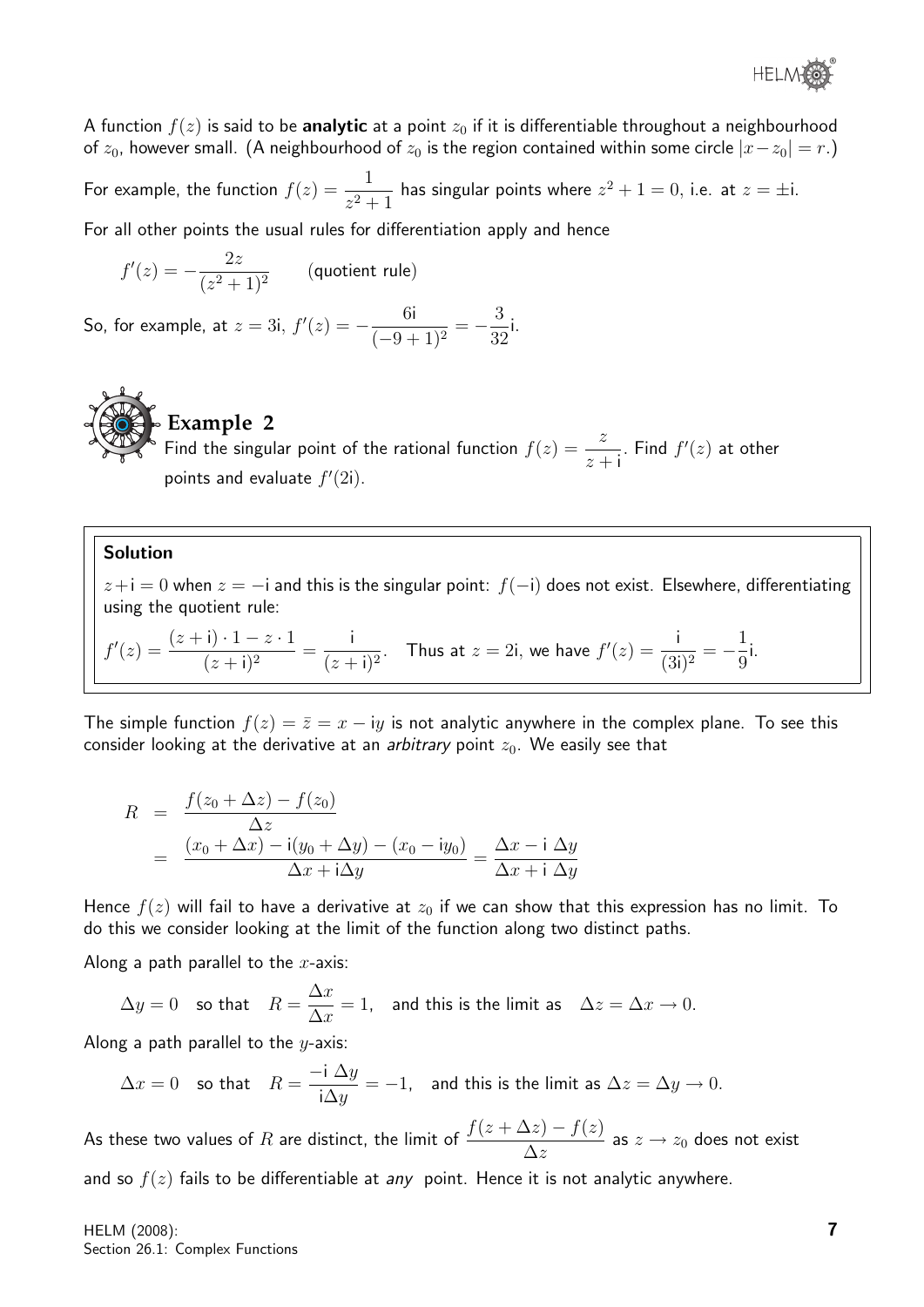A function $f(z)$ is said to be **analytic** at a point $z_0$ if it is differentiable throughout a neighbourhood of $z_0$, however small. (A neighbourhood of $z_0$ is the region contained within some circle $|x - z_0| = r$.)

For example, the function $f(z) = \dfrac{1}{z^2+1}$ has singular points where $z^2 + 1 = 0$, i.e. at $z = \pm\text{i}$.

For all other points the usual rules for differentiation apply and hence

$$f'(z) = -\frac{2z}{(z^2+1)^2} \qquad \text{(quotient rule)}$$

So, for example, at $z = 3\text{i}$, $f'(z) = -\dfrac{6\text{i}}{(-9+1)^2} = -\dfrac{3}{32}\text{i}$.

## Example 2

Find the singular point of the rational function $f(z) = \dfrac{z}{z+\text{i}}$. Find $f'(z)$ at other points and evaluate $f'(2\text{i})$.

**Solution**

$z + \text{i} = 0$ when $z = -\text{i}$ and this is the singular point: $f(-\text{i})$ does not exist. Elsewhere, differentiating using the quotient rule:

$$f'(z) = \frac{(z+\text{i})\cdot 1 - z \cdot 1}{(z+\text{i})^2} = \frac{\text{i}}{(z+\text{i})^2}. \quad \text{Thus at } z = 2\text{i}, \text{ we have } f'(z) = \frac{\text{i}}{(3\text{i})^2} = -\frac{1}{9}\text{i}.$$

The simple function $f(z) = \bar{z} = x - \text{i}y$ is not analytic anywhere in the complex plane. To see this consider looking at the derivative at an *arbitrary* point $z_0$. We easily see that

$$\begin{aligned} R &= \frac{f(z_0 + \Delta z) - f(z_0)}{\Delta z} \\ &= \frac{(x_0 + \Delta x) - \text{i}(y_0 + \Delta y) - (x_0 - \text{i}y_0)}{\Delta x + \text{i}\Delta y} = \frac{\Delta x - \text{i}\ \Delta y}{\Delta x + \text{i}\ \Delta y} \end{aligned}$$

Hence $f(z)$ will fail to have a derivative at $z_0$ if we can show that this expression has no limit. To do this we consider looking at the limit of the function along two distinct paths.

Along a path parallel to the $x$-axis:

$$\Delta y = 0 \quad \text{so that} \quad R = \frac{\Delta x}{\Delta x} = 1, \quad \text{and this is the limit as} \quad \Delta z = \Delta x \to 0.$$

Along a path parallel to the $y$-axis:

$$\Delta x = 0 \quad \text{so that} \quad R = \frac{-\text{i}\ \Delta y}{\text{i}\Delta y} = -1, \quad \text{and this is the limit as } \Delta z = \Delta y \to 0.$$

As these two values of $R$ are distinct, the limit of $\dfrac{f(z+\Delta z) - f(z)}{\Delta z}$ as $z \to z_0$ does not exist and so $f(z)$ fails to be differentiable at *any* point. Hence it is not analytic anywhere.